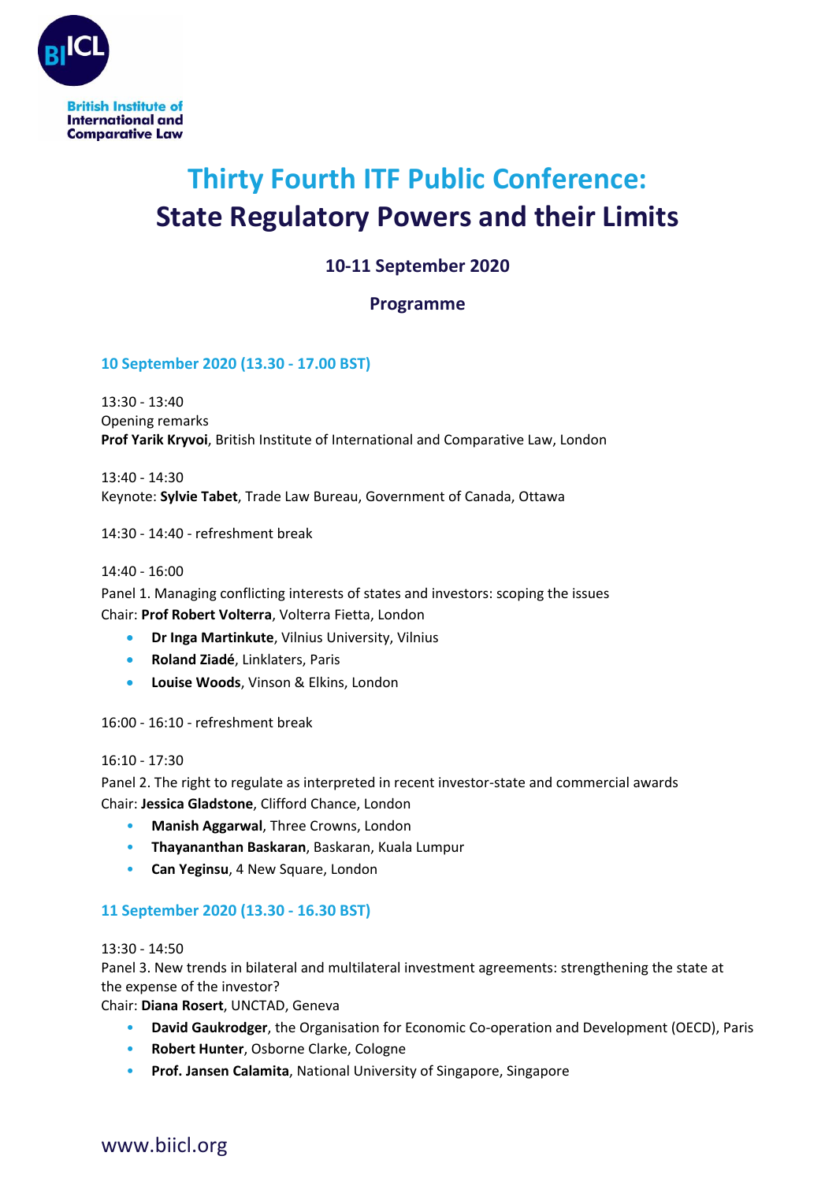British Institute of International and Comparative Law

# Thirty Fourth ITF Public Conference: State Regulatory Powers and their Limits

## 10-11 September 2020

## Programme

### 10 September 2020 (13.30 - 17.00 BST)

13:30 - 13:40
Opening remarks
**Prof Yarik Kryvoi**, British Institute of International and Comparative Law, London

13:40 - 14:30
Keynote: **Sylvie Tabet**, Trade Law Bureau, Government of Canada, Ottawa

14:30 - 14:40 - refreshment break

14:40 - 16:00
Panel 1. Managing conflicting interests of states and investors: scoping the issues
Chair: **Prof Robert Volterra**, Volterra Fietta, London

- **Dr Inga Martinkute**, Vilnius University, Vilnius
- **Roland Ziadé**, Linklaters, Paris
- **Louise Woods**, Vinson & Elkins, London

16:00 - 16:10 - refreshment break

16:10 - 17:30
Panel 2. The right to regulate as interpreted in recent investor-state and commercial awards
Chair: **Jessica Gladstone**, Clifford Chance, London

- **Manish Aggarwal**, Three Crowns, London
- **Thayananthan Baskaran**, Baskaran, Kuala Lumpur
- **Can Yeginsu**, 4 New Square, London

### 11 September 2020 (13.30 - 16.30 BST)

13:30 - 14:50
Panel 3. New trends in bilateral and multilateral investment agreements: strengthening the state at the expense of the investor?
Chair: **Diana Rosert**, UNCTAD, Geneva

- **David Gaukrodger**, the Organisation for Economic Co-operation and Development (OECD), Paris
- **Robert Hunter**, Osborne Clarke, Cologne
- **Prof. Jansen Calamita**, National University of Singapore, Singapore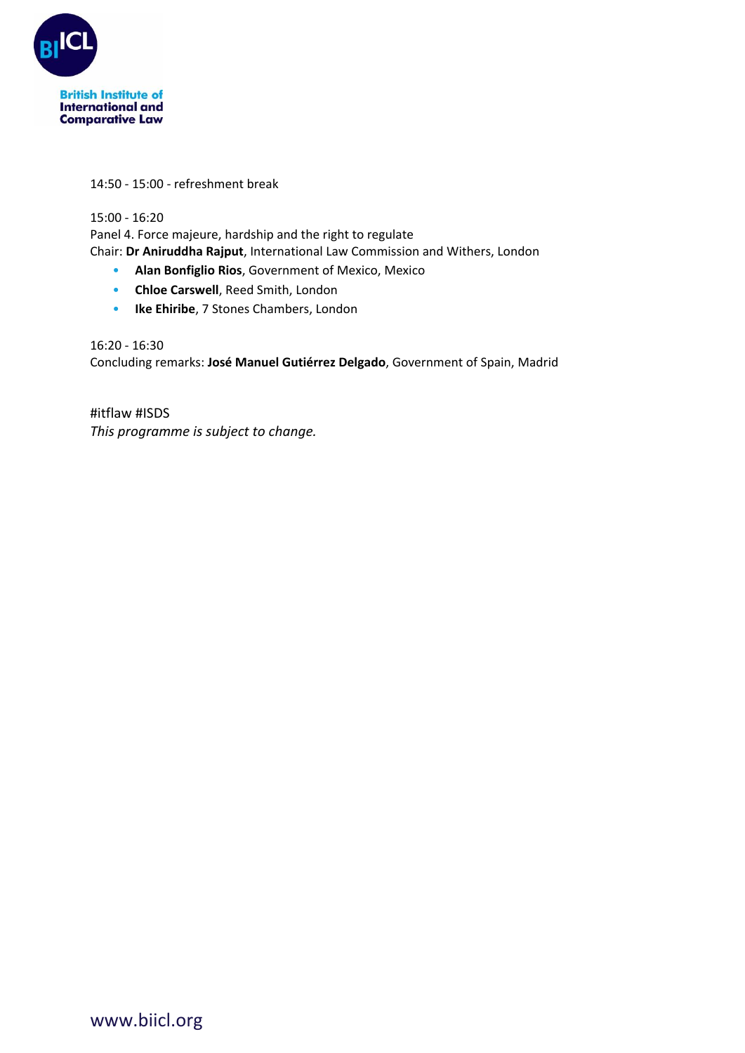14:50 - 15:00 - refreshment break

15:00 - 16:20
Panel 4. Force majeure, hardship and the right to regulate
Chair: **Dr Aniruddha Rajput**, International Law Commission and Withers, London

- **Alan Bonfiglio Rios**, Government of Mexico, Mexico
- **Chloe Carswell**, Reed Smith, London
- **Ike Ehiribe**, 7 Stones Chambers, London

16:20 - 16:30
Concluding remarks: **José Manuel Gutiérrez Delgado**, Government of Spain, Madrid

#itflaw #ISDS
*This programme is subject to change.*